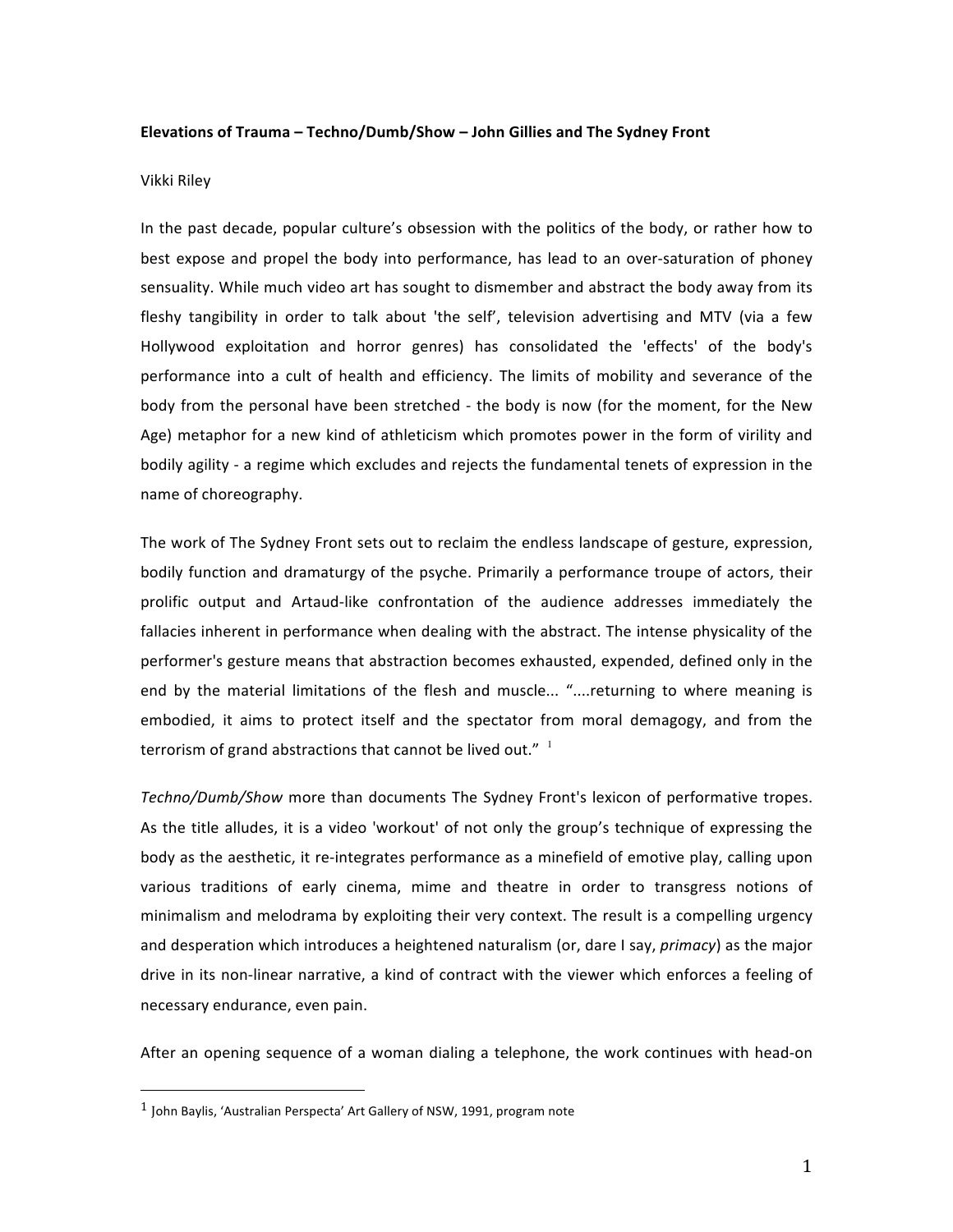**Elevations of Trauma – Techno/Dumb/Show – John Gillies and The Sydney Front**

Vikki Riley

In the past decade, popular culture's obsession with the politics of the body, or rather how to best expose and propel the body into performance, has lead to an over-saturation of phoney sensuality. While much video art has sought to dismember and abstract the body away from its fleshy tangibility in order to talk about 'the self', television advertising and MTV (via a few Hollywood exploitation and horror genres) has consolidated the 'effects' of the body's performance into a cult of health and efficiency. The limits of mobility and severance of the body from the personal have been stretched - the body is now (for the moment, for the New Age) metaphor for a new kind of athleticism which promotes power in the form of virility and bodily agility - a regime which excludes and rejects the fundamental tenets of expression in the name of choreography.

The work of The Sydney Front sets out to reclaim the endless landscape of gesture, expression, bodily function and dramaturgy of the psyche. Primarily a performance troupe of actors, their prolific output and Artaud-like confrontation of the audience addresses immediately the fallacies inherent in performance when dealing with the abstract. The intense physicality of the performer's gesture means that abstraction becomes exhausted, expended, defined only in the end by the material limitations of the flesh and muscle... "....returning to where meaning is embodied, it aims to protect itself and the spectator from moral demagogy, and from the terrorism of grand abstractions that cannot be lived out." [1]

*Techno/Dumb/Show* more than documents The Sydney Front's lexicon of performative tropes. As the title alludes, it is a video 'workout' of not only the group's technique of expressing the body as the aesthetic, it re-integrates performance as a minefield of emotive play, calling upon various traditions of early cinema, mime and theatre in order to transgress notions of minimalism and melodrama by exploiting their very context. The result is a compelling urgency and desperation which introduces a heightened naturalism (or, dare I say, *primacy*) as the major drive in its non-linear narrative, a kind of contract with the viewer which enforces a feeling of necessary endurance, even pain.

After an opening sequence of a woman dialing a telephone, the work continues with head-on

---

[1] John Baylis, 'Australian Perspecta' Art Gallery of NSW, 1991, program note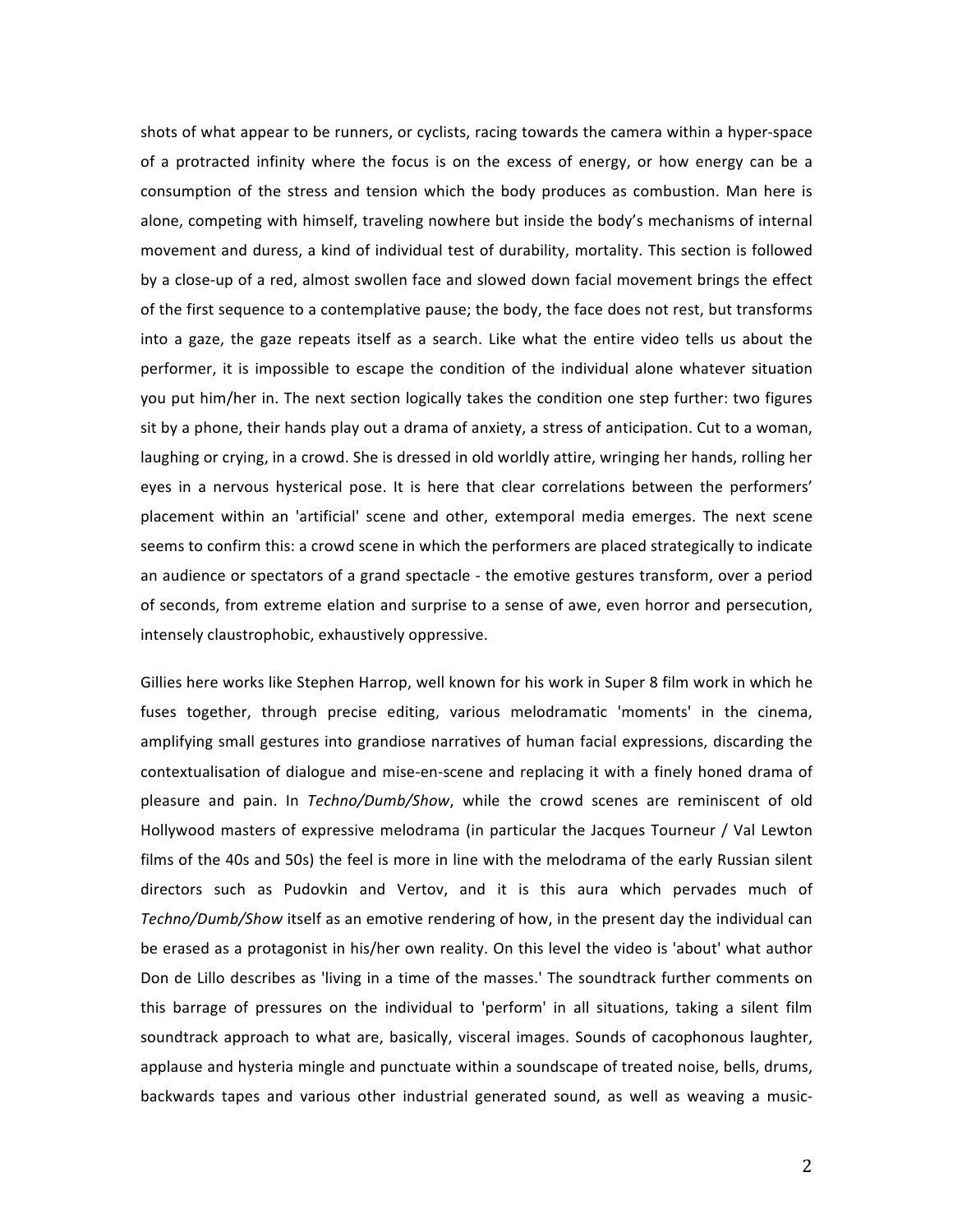shots of what appear to be runners, or cyclists, racing towards the camera within a hyper-space of a protracted infinity where the focus is on the excess of energy, or how energy can be a consumption of the stress and tension which the body produces as combustion. Man here is alone, competing with himself, traveling nowhere but inside the body's mechanisms of internal movement and duress, a kind of individual test of durability, mortality. This section is followed by a close-up of a red, almost swollen face and slowed down facial movement brings the effect of the first sequence to a contemplative pause; the body, the face does not rest, but transforms into a gaze, the gaze repeats itself as a search. Like what the entire video tells us about the performer, it is impossible to escape the condition of the individual alone whatever situation you put him/her in. The next section logically takes the condition one step further: two figures sit by a phone, their hands play out a drama of anxiety, a stress of anticipation. Cut to a woman, laughing or crying, in a crowd. She is dressed in old worldly attire, wringing her hands, rolling her eyes in a nervous hysterical pose. It is here that clear correlations between the performers' placement within an 'artificial' scene and other, extemporal media emerges. The next scene seems to confirm this: a crowd scene in which the performers are placed strategically to indicate an audience or spectators of a grand spectacle - the emotive gestures transform, over a period of seconds, from extreme elation and surprise to a sense of awe, even horror and persecution, intensely claustrophobic, exhaustively oppressive.

Gillies here works like Stephen Harrop, well known for his work in Super 8 film work in which he fuses together, through precise editing, various melodramatic 'moments' in the cinema, amplifying small gestures into grandiose narratives of human facial expressions, discarding the contextualisation of dialogue and mise-en-scene and replacing it with a finely honed drama of pleasure and pain. In *Techno/Dumb/Show*, while the crowd scenes are reminiscent of old Hollywood masters of expressive melodrama (in particular the Jacques Tourneur / Val Lewton films of the 40s and 50s) the feel is more in line with the melodrama of the early Russian silent directors such as Pudovkin and Vertov, and it is this aura which pervades much of *Techno/Dumb/Show* itself as an emotive rendering of how, in the present day the individual can be erased as a protagonist in his/her own reality. On this level the video is 'about' what author Don de Lillo describes as 'living in a time of the masses.' The soundtrack further comments on this barrage of pressures on the individual to 'perform' in all situations, taking a silent film soundtrack approach to what are, basically, visceral images. Sounds of cacophonous laughter, applause and hysteria mingle and punctuate within a soundscape of treated noise, bells, drums, backwards tapes and various other industrial generated sound, as well as weaving a music-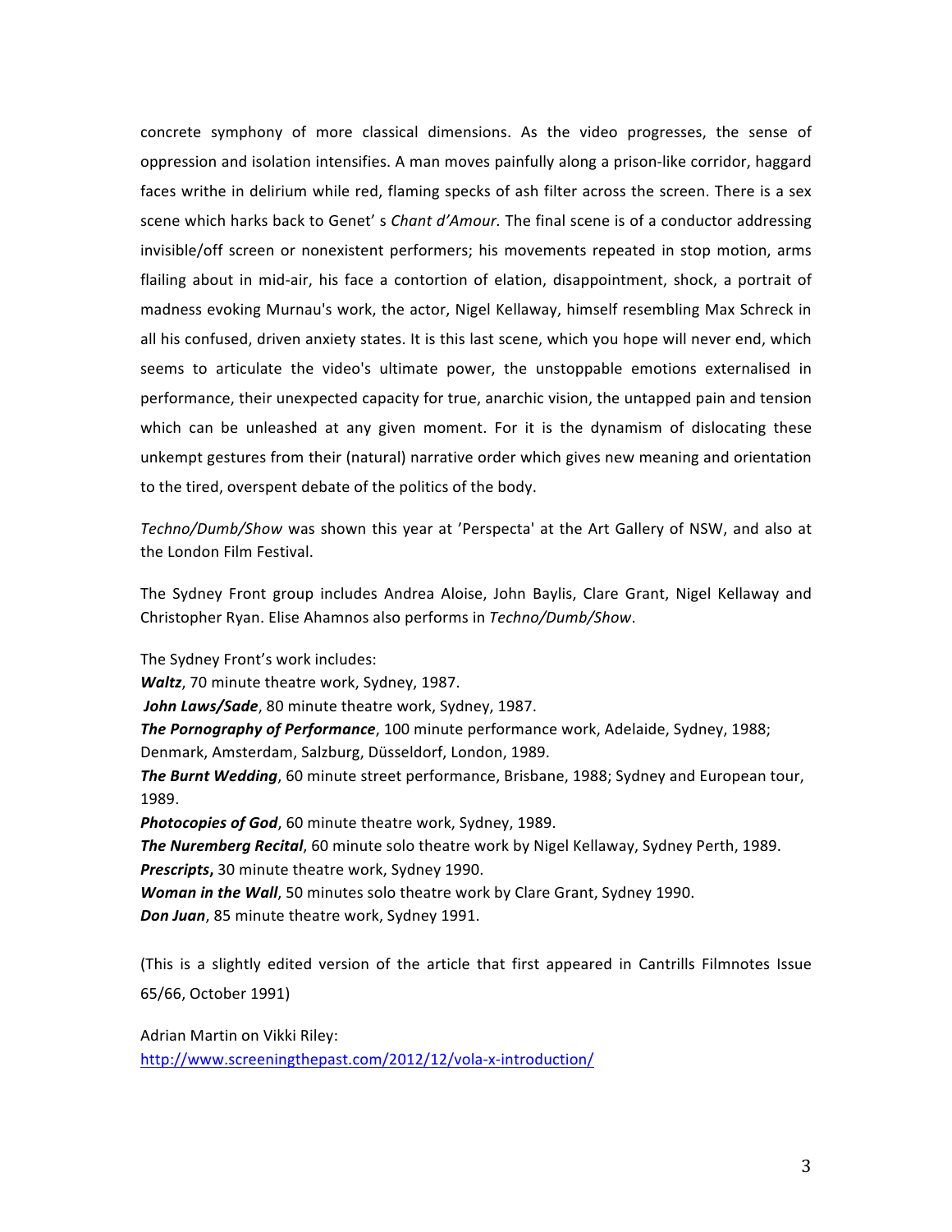concrete symphony of more classical dimensions. As the video progresses, the sense of oppression and isolation intensifies. A man moves painfully along a prison-like corridor, haggard faces writhe in delirium while red, flaming specks of ash filter across the screen. There is a sex scene which harks back to Genet' s *Chant d'Amour.* The final scene is of a conductor addressing invisible/off screen or nonexistent performers; his movements repeated in stop motion, arms flailing about in mid-air, his face a contortion of elation, disappointment, shock, a portrait of madness evoking Murnau's work, the actor, Nigel Kellaway, himself resembling Max Schreck in all his confused, driven anxiety states. It is this last scene, which you hope will never end, which seems to articulate the video's ultimate power, the unstoppable emotions externalised in performance, their unexpected capacity for true, anarchic vision, the untapped pain and tension which can be unleashed at any given moment. For it is the dynamism of dislocating these unkempt gestures from their (natural) narrative order which gives new meaning and orientation to the tired, overspent debate of the politics of the body.

*Techno/Dumb/Show* was shown this year at 'Perspecta' at the Art Gallery of NSW, and also at the London Film Festival.

The Sydney Front group includes Andrea Aloise, John Baylis, Clare Grant, Nigel Kellaway and Christopher Ryan. Elise Ahamnos also performs in *Techno/Dumb/Show*.

The Sydney Front's work includes:
***Waltz***, 70 minute theatre work, Sydney, 1987.
***John Laws/Sade***, 80 minute theatre work, Sydney, 1987.
***The Pornography of Performance***, 100 minute performance work, Adelaide, Sydney, 1988; Denmark, Amsterdam, Salzburg, Düsseldorf, London, 1989.
***The Burnt Wedding***, 60 minute street performance, Brisbane, 1988; Sydney and European tour, 1989.
***Photocopies of God***, 60 minute theatre work, Sydney, 1989.
***The Nuremberg Recital***, 60 minute solo theatre work by Nigel Kellaway, Sydney Perth, 1989.
***Prescripts*,** 30 minute theatre work, Sydney 1990.
***Woman in the Wall***, 50 minutes solo theatre work by Clare Grant, Sydney 1990.
***Don Juan***, 85 minute theatre work, Sydney 1991.

(This is a slightly edited version of the article that first appeared in Cantrills Filmnotes Issue 65/66, October 1991)

Adrian Martin on Vikki Riley:
http://www.screeningthepast.com/2012/12/vola-x-introduction/